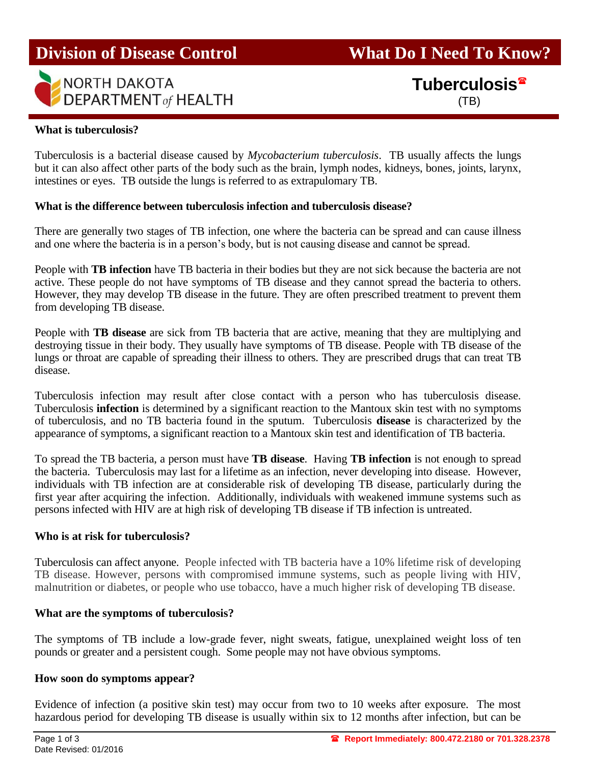# Division of Division of Disease Control — What Do I Need To Know?

NORTH DAKOTA DEPARTMENT *of* HEALTH

## Tuberculosis ☎
(TB)

**What is tuberculosis?**

Tuberculosis is a bacterial disease caused by *Mycobacterium tuberculosis*. TB usually affects the lungs but it can also affect other parts of the body such as the brain, lymph nodes, kidneys, bones, joints, larynx, intestines or eyes. TB outside the lungs is referred to as extrapulomary TB.

**What is the difference between tuberculosis infection and tuberculosis disease?**

There are generally two stages of TB infection, one where the bacteria can be spread and can cause illness and one where the bacteria is in a person's body, but is not causing disease and cannot be spread.

People with **TB infection** have TB bacteria in their bodies but they are not sick because the bacteria are not active. These people do not have symptoms of TB disease and they cannot spread the bacteria to others. However, they may develop TB disease in the future. They are often prescribed treatment to prevent them from developing TB disease.

People with **TB disease** are sick from TB bacteria that are active, meaning that they are multiplying and destroying tissue in their body. They usually have symptoms of TB disease. People with TB disease of the lungs or throat are capable of spreading their illness to others. They are prescribed drugs that can treat TB disease.

Tuberculosis infection may result after close contact with a person who has tuberculosis disease. Tuberculosis **infection** is determined by a significant reaction to the Mantoux skin test with no symptoms of tuberculosis, and no TB bacteria found in the sputum. Tuberculosis **disease** is characterized by the appearance of symptoms, a significant reaction to a Mantoux skin test and identification of TB bacteria.

To spread the TB bacteria, a person must have **TB disease**. Having **TB infection** is not enough to spread the bacteria. Tuberculosis may last for a lifetime as an infection, never developing into disease. However, individuals with TB infection are at considerable risk of developing TB disease, particularly during the first year after acquiring the infection. Additionally, individuals with weakened immune systems such as persons infected with HIV are at high risk of developing TB disease if TB infection is untreated.

**Who is at risk for tuberculosis?**

Tuberculosis can affect anyone. People infected with TB bacteria have a 10% lifetime risk of developing TB disease. However, persons with compromised immune systems, such as people living with HIV, malnutrition or diabetes, or people who use tobacco, have a much higher risk of developing TB disease.

**What are the symptoms of tuberculosis?**

The symptoms of TB include a low-grade fever, night sweats, fatigue, unexplained weight loss of ten pounds or greater and a persistent cough. Some people may not have obvious symptoms.

**How soon do symptoms appear?**

Evidence of infection (a positive skin test) may occur from two to 10 weeks after exposure. The most hazardous period for developing TB disease is usually within six to 12 months after infection, but can be

☎ Report Immediately: 800.472.2180 or 701.328.2378

Date Revised: 01/2016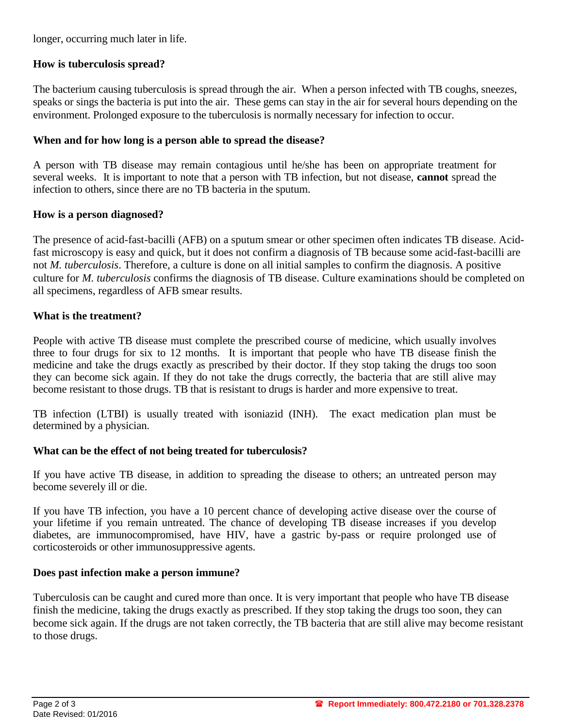longer, occurring much later in life.

**How is tuberculosis spread?**

The bacterium causing tuberculosis is spread through the air. When a person infected with TB coughs, sneezes, speaks or sings the bacteria is put into the air. These gems can stay in the air for several hours depending on the environment. Prolonged exposure to the tuberculosis is normally necessary for infection to occur.

**When and for how long is a person able to spread the disease?**

A person with TB disease may remain contagious until he/she has been on appropriate treatment for several weeks. It is important to note that a person with TB infection, but not disease, **cannot** spread the infection to others, since there are no TB bacteria in the sputum.

**How is a person diagnosed?**

The presence of acid-fast-bacilli (AFB) on a sputum smear or other specimen often indicates TB disease. Acid-fast microscopy is easy and quick, but it does not confirm a diagnosis of TB because some acid-fast-bacilli are not *M. tuberculosis*. Therefore, a culture is done on all initial samples to confirm the diagnosis. A positive culture for *M. tuberculosis* confirms the diagnosis of TB disease. Culture examinations should be completed on all specimens, regardless of AFB smear results.

**What is the treatment?**

People with active TB disease must complete the prescribed course of medicine, which usually involves three to four drugs for six to 12 months. It is important that people who have TB disease finish the medicine and take the drugs exactly as prescribed by their doctor. If they stop taking the drugs too soon they can become sick again. If they do not take the drugs correctly, the bacteria that are still alive may become resistant to those drugs. TB that is resistant to drugs is harder and more expensive to treat.

TB infection (LTBI) is usually treated with isoniazid (INH). The exact medication plan must be determined by a physician.

**What can be the effect of not being treated for tuberculosis?**

If you have active TB disease, in addition to spreading the disease to others; an untreated person may become severely ill or die.

If you have TB infection, you have a 10 percent chance of developing active disease over the course of your lifetime if you remain untreated. The chance of developing TB disease increases if you develop diabetes, are immunocompromised, have HIV, have a gastric by-pass or require prolonged use of corticosteroids or other immunosuppressive agents.

**Does past infection make a person immune?**

Tuberculosis can be caught and cured more than once. It is very important that people who have TB disease finish the medicine, taking the drugs exactly as prescribed. If they stop taking the drugs too soon, they can become sick again. If the drugs are not taken correctly, the TB bacteria that are still alive may become resistant to those drugs.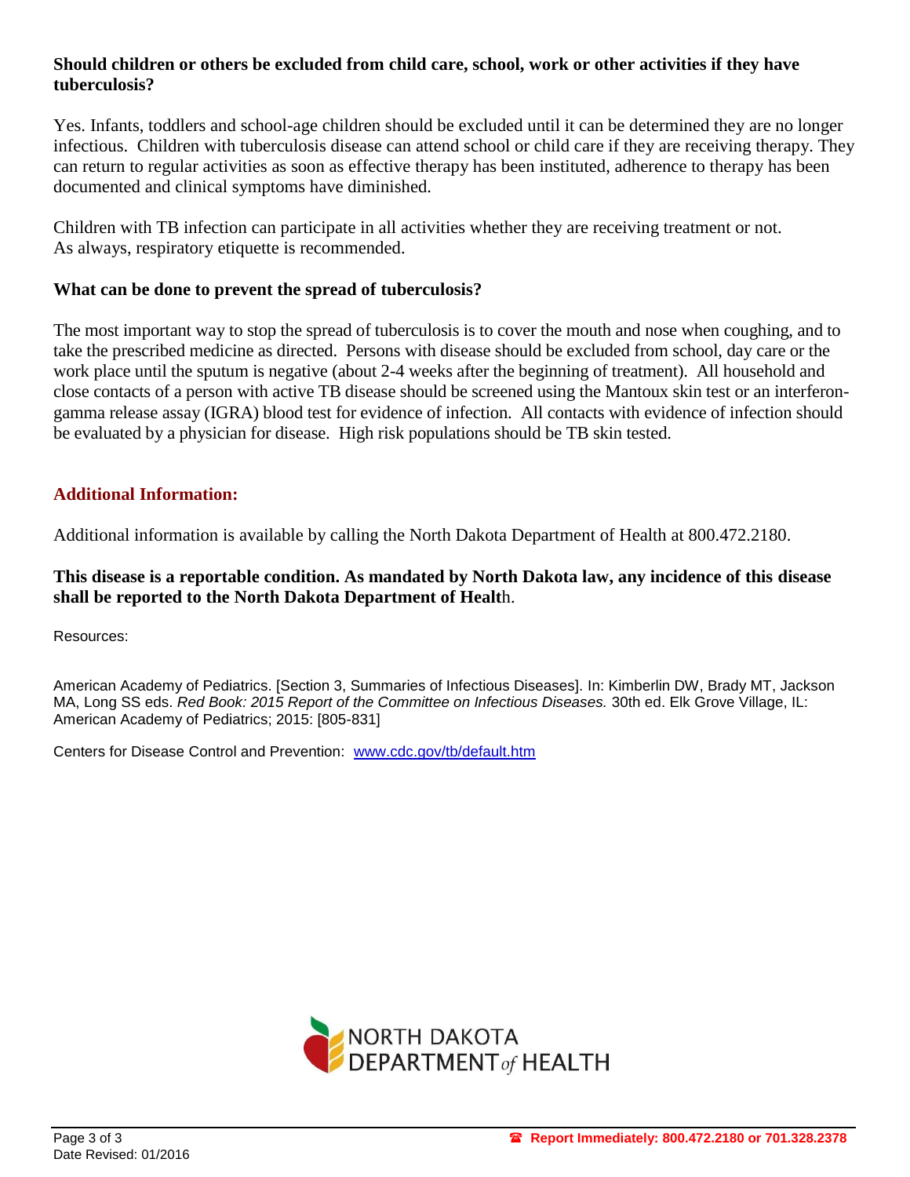**Should children or others be excluded from child care, school, work or other activities if they have tuberculosis?**

Yes. Infants, toddlers and school-age children should be excluded until it can be determined they are no longer infectious. Children with tuberculosis disease can attend school or child care if they are receiving therapy. They can return to regular activities as soon as effective therapy has been instituted, adherence to therapy has been documented and clinical symptoms have diminished.

Children with TB infection can participate in all activities whether they are receiving treatment or not. As always, respiratory etiquette is recommended.

**What can be done to prevent the spread of tuberculosis?**

The most important way to stop the spread of tuberculosis is to cover the mouth and nose when coughing, and to take the prescribed medicine as directed. Persons with disease should be excluded from school, day care or the work place until the sputum is negative (about 2-4 weeks after the beginning of treatment). All household and close contacts of a person with active TB disease should be screened using the Mantoux skin test or an interferon-gamma release assay (IGRA) blood test for evidence of infection. All contacts with evidence of infection should be evaluated by a physician for disease. High risk populations should be TB skin tested.

## Additional Information:

Additional information is available by calling the North Dakota Department of Health at 800.472.2180.

**This disease is a reportable condition. As mandated by North Dakota law, any incidence of this disease shall be reported to the North Dakota Department of Health.**

Resources:

American Academy of Pediatrics. [Section 3, Summaries of Infectious Diseases]. In: Kimberlin DW, Brady MT, Jackson MA, Long SS eds. *Red Book: 2015 Report of the Committee on Infectious Diseases.* 30th ed. Elk Grove Village, IL: American Academy of Pediatrics; 2015: [805-831]

Centers for Disease Control and Prevention: www.cdc.gov/tb/default.htm

NORTH DAKOTA DEPARTMENT of HEALTH

Date Revised: 01/2016

**Report Immediately: 800.472.2180 or 701.328.2378**